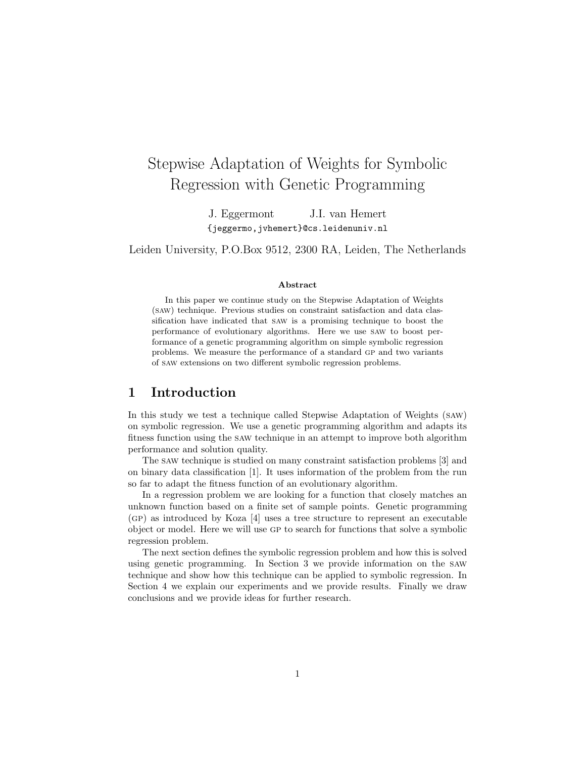# Stepwise Adaptation of Weights for Symbolic Regression with Genetic Programming

J. Eggermont J.I. van Hemert

{jeggermo,jvhemert}@cs.leidenuniv.nl

Leiden University, P.O.Box 9512, 2300 RA, Leiden, The Netherlands

**Abstract**

In this paper we continue study on the Stepwise Adaptation of Weights (SAW) technique. Previous studies on constraint satisfaction and data classification have indicated that SAW is a promising technique to boost the performance of evolutionary algorithms. Here we use SAW to boost performance of a genetic programming algorithm on simple symbolic regression problems. We measure the performance of a standard GP and two variants of SAW extensions on two different symbolic regression problems.

## 1 Introduction

In this study we test a technique called Stepwise Adaptation of Weights (SAW) on symbolic regression. We use a genetic programming algorithm and adapts its fitness function using the SAW technique in an attempt to improve both algorithm performance and solution quality.

The SAW technique is studied on many constraint satisfaction problems [3] and on binary data classification [1]. It uses information of the problem from the run so far to adapt the fitness function of an evolutionary algorithm.

In a regression problem we are looking for a function that closely matches an unknown function based on a finite set of sample points. Genetic programming (GP) as introduced by Koza [4] uses a tree structure to represent an executable object or model. Here we will use GP to search for functions that solve a symbolic regression problem.

The next section defines the symbolic regression problem and how this is solved using genetic programming. In Section 3 we provide information on the SAW technique and show how this technique can be applied to symbolic regression. In Section 4 we explain our experiments and we provide results. Finally we draw conclusions and we provide ideas for further research.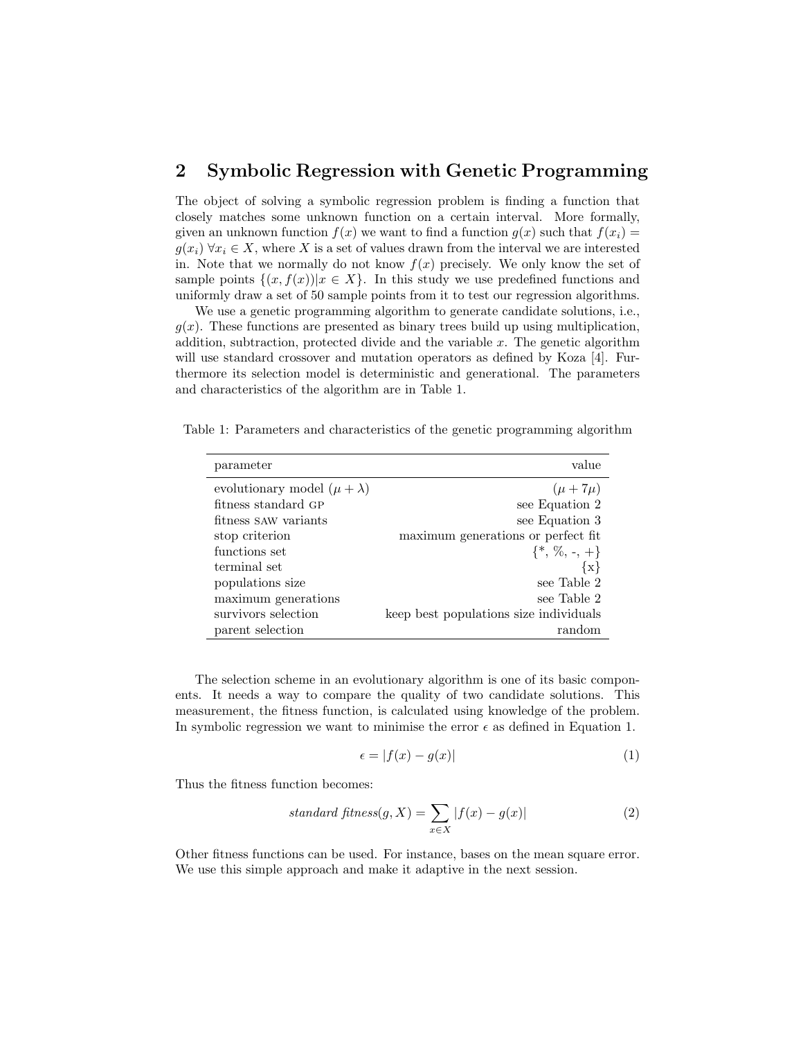## 2 Symbolic Regression with Genetic Programming

The object of solving a symbolic regression problem is finding a function that closely matches some unknown function on a certain interval. More formally, given an unknown function $f(x)$ we want to find a function $g(x)$ such that $f(x_i) = g(x_i)\ \forall x_i \in X$, where $X$ is a set of values drawn from the interval we are interested in. Note that we normally do not know $f(x)$ precisely. We only know the set of sample points $\{(x, f(x)) | x \in X\}$. In this study we use predefined functions and uniformly draw a set of 50 sample points from it to test our regression algorithms.

We use a genetic programming algorithm to generate candidate solutions, i.e., $g(x)$. These functions are presented as binary trees build up using multiplication, addition, subtraction, protected divide and the variable $x$. The genetic algorithm will use standard crossover and mutation operators as defined by Koza [4]. Furthermore its selection model is deterministic and generational. The parameters and characteristics of the algorithm are in Table 1.

Table 1: Parameters and characteristics of the genetic programming algorithm

| parameter | value |
|---|---|
| evolutionary model $(\mu + \lambda)$ | $(\mu + 7\mu)$ |
| fitness standard GP | see Equation 2 |
| fitness SAW variants | see Equation 3 |
| stop criterion | maximum generations or perfect fit |
| functions set | {*, %, -, +} |
| terminal set | {x} |
| populations size | see Table 2 |
| maximum generations | see Table 2 |
| survivors selection | keep best populations size individuals |
| parent selection | random |

The selection scheme in an evolutionary algorithm is one of its basic components. It needs a way to compare the quality of two candidate solutions. This measurement, the fitness function, is calculated using knowledge of the problem. In symbolic regression we want to minimise the error $\epsilon$ as defined in Equation 1.

$$\epsilon = |f(x) - g(x)| \tag{1}$$

Thus the fitness function becomes:

$$\textit{standard fitness}(g, X) = \sum_{x \in X} |f(x) - g(x)| \tag{2}$$

Other fitness functions can be used. For instance, bases on the mean square error. We use this simple approach and make it adaptive in the next session.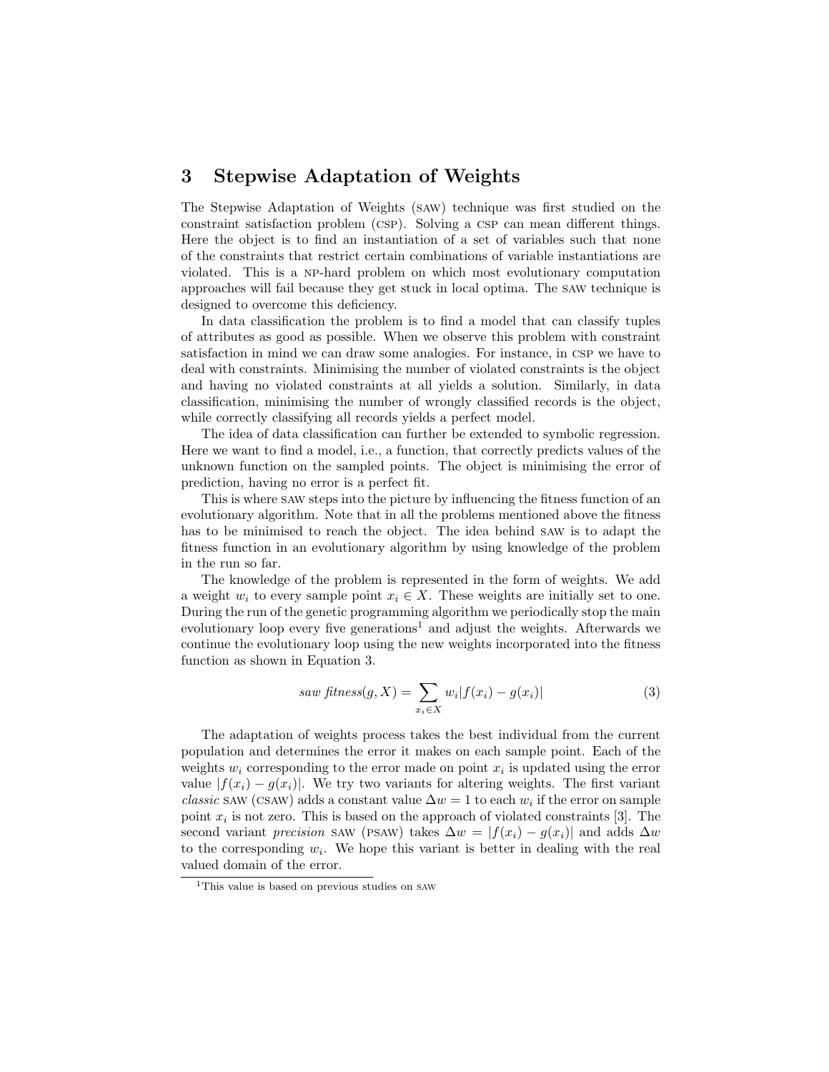## 3 Stepwise Adaptation of Weights

The Stepwise Adaptation of Weights (SAW) technique was first studied on the constraint satisfaction problem (CSP). Solving a CSP can mean different things. Here the object is to find an instantiation of a set of variables such that none of the constraints that restrict certain combinations of variable instantiations are violated. This is a NP-hard problem on which most evolutionary computation approaches will fail because they get stuck in local optima. The SAW technique is designed to overcome this deficiency.

In data classification the problem is to find a model that can classify tuples of attributes as good as possible. When we observe this problem with constraint satisfaction in mind we can draw some analogies. For instance, in CSP we have to deal with constraints. Minimising the number of violated constraints is the object and having no violated constraints at all yields a solution. Similarly, in data classification, minimising the number of wrongly classified records is the object, while correctly classifying all records yields a perfect model.

The idea of data classification can further be extended to symbolic regression. Here we want to find a model, i.e., a function, that correctly predicts values of the unknown function on the sampled points. The object is minimising the error of prediction, having no error is a perfect fit.

This is where SAW steps into the picture by influencing the fitness function of an evolutionary algorithm. Note that in all the problems mentioned above the fitness has to be minimised to reach the object. The idea behind SAW is to adapt the fitness function in an evolutionary algorithm by using knowledge of the problem in the run so far.

The knowledge of the problem is represented in the form of weights. We add a weight $w_i$ to every sample point $x_i \in X$. These weights are initially set to one. During the run of the genetic programming algorithm we periodically stop the main evolutionary loop every five generations[1] and adjust the weights. Afterwards we continue the evolutionary loop using the new weights incorporated into the fitness function as shown in Equation 3.

$$\textit{saw fitness}(g, X) = \sum_{x_i \in X} w_i |f(x_i) - g(x_i)| \tag{3}$$

The adaptation of weights process takes the best individual from the current population and determines the error it makes on each sample point. Each of the weights $w_i$ corresponding to the error made on point $x_i$ is updated using the error value $|f(x_i) - g(x_i)|$. We try two variants for altering weights. The first variant *classic* SAW (CSAW) adds a constant value $\Delta w = 1$ to each $w_i$ if the error on sample point $x_i$ is not zero. This is based on the approach of violated constraints [3]. The second variant *precision* SAW (PSAW) takes $\Delta w = |f(x_i) - g(x_i)|$ and adds $\Delta w$ to the corresponding $w_i$. We hope this variant is better in dealing with the real valued domain of the error.

[1] This value is based on previous studies on SAW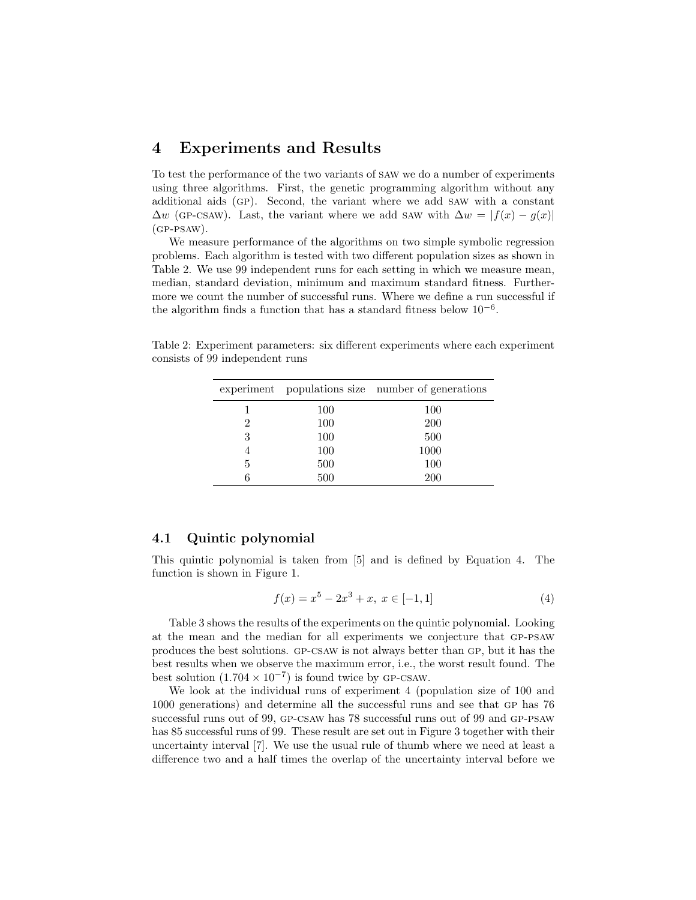# 4 Experiments and Results

To test the performance of the two variants of SAW we do a number of experiments using three algorithms. First, the genetic programming algorithm without any additional aids (GP). Second, the variant where we add SAW with a constant $\Delta w$ (GP-CSAW). Last, the variant where we add SAW with $\Delta w = |f(x) - g(x)|$ (GP-PSAW).

We measure performance of the algorithms on two simple symbolic regression problems. Each algorithm is tested with two different population sizes as shown in Table 2. We use 99 independent runs for each setting in which we measure mean, median, standard deviation, minimum and maximum standard fitness. Furthermore we count the number of successful runs. Where we define a run successful if the algorithm finds a function that has a standard fitness below $10^{-6}$.

Table 2: Experiment parameters: six different experiments where each experiment consists of 99 independent runs

| experiment | populations size | number of generations |
|---|---|---|
| 1 | 100 | 100 |
| 2 | 100 | 200 |
| 3 | 100 | 500 |
| 4 | 100 | 1000 |
| 5 | 500 | 100 |
| 6 | 500 | 200 |

## 4.1 Quintic polynomial

This quintic polynomial is taken from [5] and is defined by Equation 4. The function is shown in Figure 1.

$$f(x) = x^5 - 2x^3 + x, \; x \in [-1, 1] \tag{4}$$

Table 3 shows the results of the experiments on the quintic polynomial. Looking at the mean and the median for all experiments we conjecture that GP-PSAW produces the best solutions. GP-CSAW is not always better than GP, but it has the best results when we observe the maximum error, i.e., the worst result found. The best solution ($1.704 \times 10^{-7}$) is found twice by GP-CSAW.

We look at the individual runs of experiment 4 (population size of 100 and 1000 generations) and determine all the successful runs and see that GP has 76 successful runs out of 99, GP-CSAW has 78 successful runs out of 99 and GP-PSAW has 85 successful runs of 99. These result are set out in Figure 3 together with their uncertainty interval [7]. We use the usual rule of thumb where we need at least a difference two and a half times the overlap of the uncertainty interval before we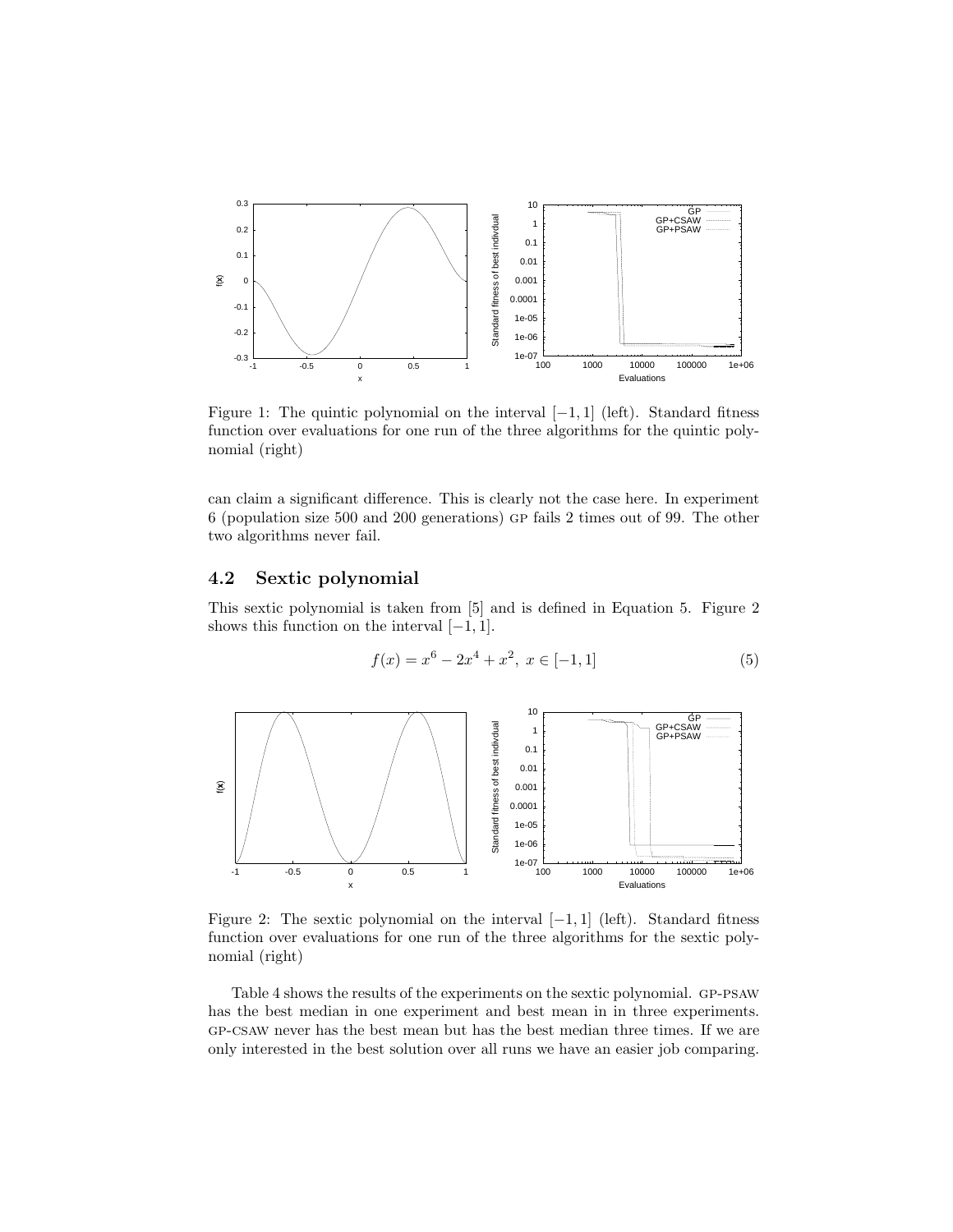Figure 1: The quintic polynomial on the interval $[-1, 1]$ (left). Standard fitness function over evaluations for one run of the three algorithms for the quintic polynomial (right)

can claim a significant difference. This is clearly not the case here. In experiment 6 (population size 500 and 200 generations) GP fails 2 times out of 99. The other two algorithms never fail.

## 4.2 Sextic polynomial

This sextic polynomial is taken from [5] and is defined in Equation 5. Figure 2 shows this function on the interval $[-1, 1]$.

$$f(x) = x^6 - 2x^4 + x^2,\ x \in [-1, 1] \tag{5}$$

Figure 2: The sextic polynomial on the interval $[-1, 1]$ (left). Standard fitness function over evaluations for one run of the three algorithms for the sextic polynomial (right)

Table 4 shows the results of the experiments on the sextic polynomial. GP-PSAW has the best median in one experiment and best mean in in three experiments. GP-CSAW never has the best mean but has the best median three times. If we are only interested in the best solution over all runs we have an easier job comparing.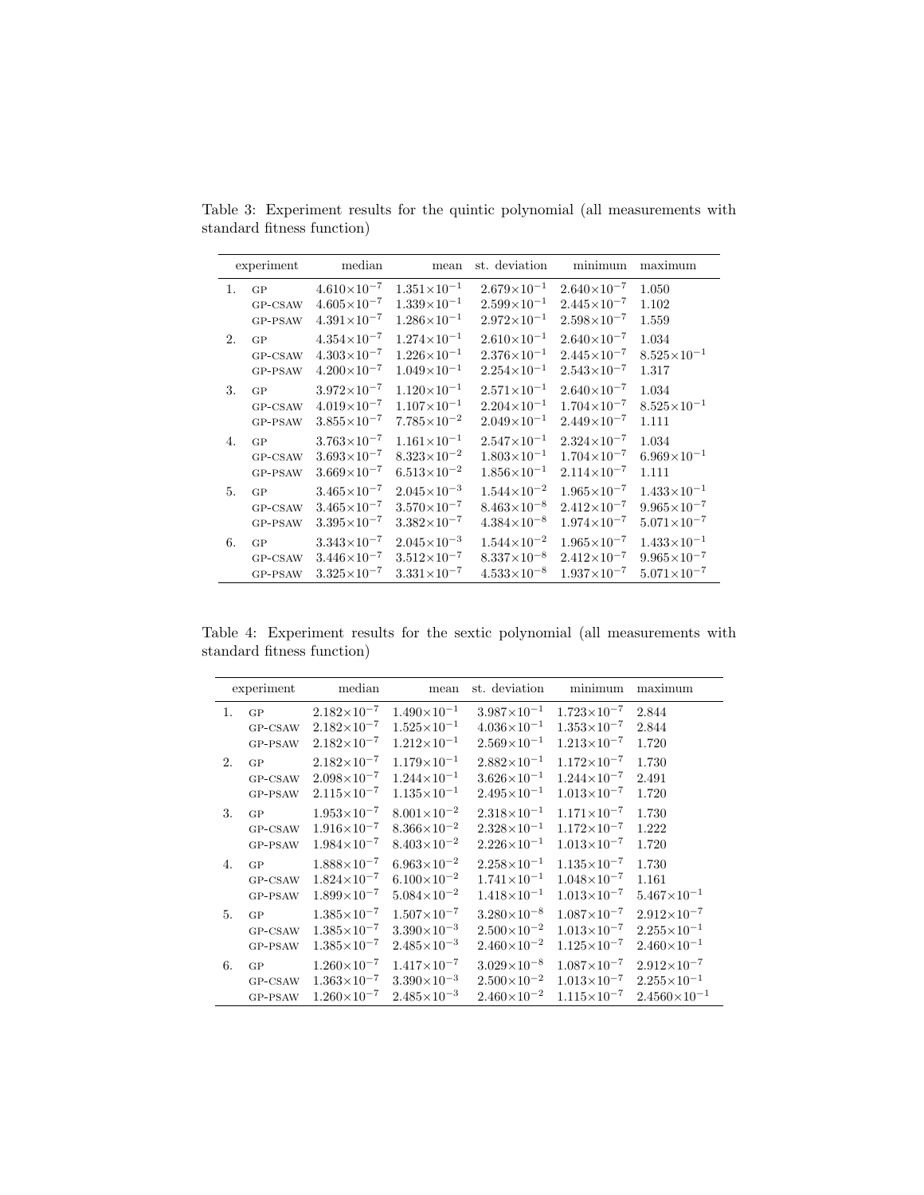Table 3: Experiment results for the quintic polynomial (all measurements with standard fitness function)

| experiment | | median | mean | st. deviation | minimum | maximum |
|---|---|---|---|---|---|---|
| 1. | GP | $4.610\times10^{-7}$ | $1.351\times10^{-1}$ | $2.679\times10^{-1}$ | $2.640\times10^{-7}$ | 1.050 |
| | GP-CSAW | $4.605\times10^{-7}$ | $1.339\times10^{-1}$ | $2.599\times10^{-1}$ | $2.445\times10^{-7}$ | 1.102 |
| | GP-PSAW | $4.391\times10^{-7}$ | $1.286\times10^{-1}$ | $2.972\times10^{-1}$ | $2.598\times10^{-7}$ | 1.559 |
| 2. | GP | $4.354\times10^{-7}$ | $1.274\times10^{-1}$ | $2.610\times10^{-1}$ | $2.640\times10^{-7}$ | 1.034 |
| | GP-CSAW | $4.303\times10^{-7}$ | $1.226\times10^{-1}$ | $2.376\times10^{-1}$ | $2.445\times10^{-7}$ | $8.525\times10^{-1}$ |
| | GP-PSAW | $4.200\times10^{-7}$ | $1.049\times10^{-1}$ | $2.254\times10^{-1}$ | $2.543\times10^{-7}$ | 1.317 |
| 3. | GP | $3.972\times10^{-7}$ | $1.120\times10^{-1}$ | $2.571\times10^{-1}$ | $2.640\times10^{-7}$ | 1.034 |
| | GP-CSAW | $4.019\times10^{-7}$ | $1.107\times10^{-1}$ | $2.204\times10^{-1}$ | $1.704\times10^{-7}$ | $8.525\times10^{-1}$ |
| | GP-PSAW | $3.855\times10^{-7}$ | $7.785\times10^{-2}$ | $2.049\times10^{-1}$ | $2.449\times10^{-7}$ | 1.111 |
| 4. | GP | $3.763\times10^{-7}$ | $1.161\times10^{-1}$ | $2.547\times10^{-1}$ | $2.324\times10^{-7}$ | 1.034 |
| | GP-CSAW | $3.693\times10^{-7}$ | $8.323\times10^{-2}$ | $1.803\times10^{-1}$ | $1.704\times10^{-7}$ | $6.969\times10^{-1}$ |
| | GP-PSAW | $3.669\times10^{-7}$ | $6.513\times10^{-2}$ | $1.856\times10^{-1}$ | $2.114\times10^{-7}$ | 1.111 |
| 5. | GP | $3.465\times10^{-7}$ | $2.045\times10^{-3}$ | $1.544\times10^{-2}$ | $1.965\times10^{-7}$ | $1.433\times10^{-1}$ |
| | GP-CSAW | $3.465\times10^{-7}$ | $3.570\times10^{-7}$ | $8.463\times10^{-8}$ | $2.412\times10^{-7}$ | $9.965\times10^{-7}$ |
| | GP-PSAW | $3.395\times10^{-7}$ | $3.382\times10^{-7}$ | $4.384\times10^{-8}$ | $1.974\times10^{-7}$ | $5.071\times10^{-7}$ |
| 6. | GP | $3.343\times10^{-7}$ | $2.045\times10^{-3}$ | $1.544\times10^{-2}$ | $1.965\times10^{-7}$ | $1.433\times10^{-1}$ |
| | GP-CSAW | $3.446\times10^{-7}$ | $3.512\times10^{-7}$ | $8.337\times10^{-8}$ | $2.412\times10^{-7}$ | $9.965\times10^{-7}$ |
| | GP-PSAW | $3.325\times10^{-7}$ | $3.331\times10^{-7}$ | $4.533\times10^{-8}$ | $1.937\times10^{-7}$ | $5.071\times10^{-7}$ |

Table 4: Experiment results for the sextic polynomial (all measurements with standard fitness function)

| experiment | | median | mean | st. deviation | minimum | maximum |
|---|---|---|---|---|---|---|
| 1. | GP | $2.182\times10^{-7}$ | $1.490\times10^{-1}$ | $3.987\times10^{-1}$ | $1.723\times10^{-7}$ | 2.844 |
| | GP-CSAW | $2.182\times10^{-7}$ | $1.525\times10^{-1}$ | $4.036\times10^{-1}$ | $1.353\times10^{-7}$ | 2.844 |
| | GP-PSAW | $2.182\times10^{-7}$ | $1.212\times10^{-1}$ | $2.569\times10^{-1}$ | $1.213\times10^{-7}$ | 1.720 |
| 2. | GP | $2.182\times10^{-7}$ | $1.179\times10^{-1}$ | $2.882\times10^{-1}$ | $1.172\times10^{-7}$ | 1.730 |
| | GP-CSAW | $2.098\times10^{-7}$ | $1.244\times10^{-1}$ | $3.626\times10^{-1}$ | $1.244\times10^{-7}$ | 2.491 |
| | GP-PSAW | $2.115\times10^{-7}$ | $1.135\times10^{-1}$ | $2.495\times10^{-1}$ | $1.013\times10^{-7}$ | 1.720 |
| 3. | GP | $1.953\times10^{-7}$ | $8.001\times10^{-2}$ | $2.318\times10^{-1}$ | $1.171\times10^{-7}$ | 1.730 |
| | GP-CSAW | $1.916\times10^{-7}$ | $8.366\times10^{-2}$ | $2.328\times10^{-1}$ | $1.172\times10^{-7}$ | 1.222 |
| | GP-PSAW | $1.984\times10^{-7}$ | $8.403\times10^{-2}$ | $2.226\times10^{-1}$ | $1.013\times10^{-7}$ | 1.720 |
| 4. | GP | $1.888\times10^{-7}$ | $6.963\times10^{-2}$ | $2.258\times10^{-1}$ | $1.135\times10^{-7}$ | 1.730 |
| | GP-CSAW | $1.824\times10^{-7}$ | $6.100\times10^{-2}$ | $1.741\times10^{-1}$ | $1.048\times10^{-7}$ | 1.161 |
| | GP-PSAW | $1.899\times10^{-7}$ | $5.084\times10^{-2}$ | $1.418\times10^{-1}$ | $1.013\times10^{-7}$ | $5.467\times10^{-1}$ |
| 5. | GP | $1.385\times10^{-7}$ | $1.507\times10^{-7}$ | $3.280\times10^{-8}$ | $1.087\times10^{-7}$ | $2.912\times10^{-7}$ |
| | GP-CSAW | $1.385\times10^{-7}$ | $3.390\times10^{-3}$ | $2.500\times10^{-2}$ | $1.013\times10^{-7}$ | $2.255\times10^{-1}$ |
| | GP-PSAW | $1.385\times10^{-7}$ | $2.485\times10^{-3}$ | $2.460\times10^{-2}$ | $1.125\times10^{-7}$ | $2.460\times10^{-1}$ |
| 6. | GP | $1.260\times10^{-7}$ | $1.417\times10^{-7}$ | $3.029\times10^{-8}$ | $1.087\times10^{-7}$ | $2.912\times10^{-7}$ |
| | GP-CSAW | $1.363\times10^{-7}$ | $3.390\times10^{-3}$ | $2.500\times10^{-2}$ | $1.013\times10^{-7}$ | $2.255\times10^{-1}$ |
| | GP-PSAW | $1.260\times10^{-7}$ | $2.485\times10^{-3}$ | $2.460\times10^{-2}$ | $1.115\times10^{-7}$ | $2.4560\times10^{-1}$ |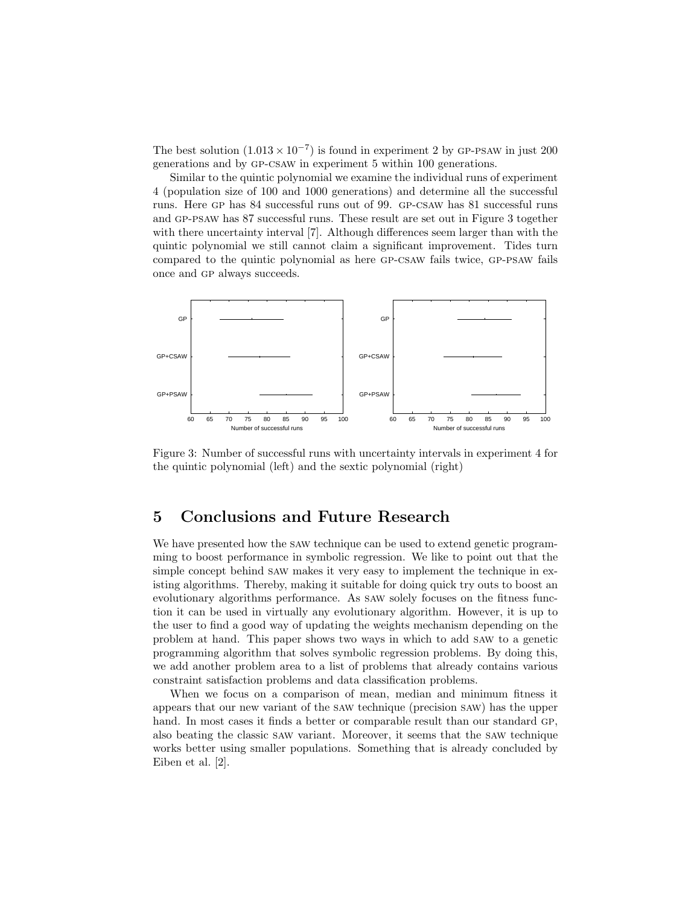The best solution ($1.013 \times 10^{-7}$) is found in experiment 2 by GP-PSAW in just 200 generations and by GP-CSAW in experiment 5 within 100 generations.

Similar to the quintic polynomial we examine the individual runs of experiment 4 (population size of 100 and 1000 generations) and determine all the successful runs. Here GP has 84 successful runs out of 99. GP-CSAW has 81 successful runs and GP-PSAW has 87 successful runs. These result are set out in Figure 3 together with there uncertainty interval [7]. Although differences seem larger than with the quintic polynomial we still cannot claim a significant improvement. Tides turn compared to the quintic polynomial as here GP-CSAW fails twice, GP-PSAW fails once and GP always succeeds.

Figure 3: Number of successful runs with uncertainty intervals in experiment 4 for the quintic polynomial (left) and the sextic polynomial (right)

## 5 Conclusions and Future Research

We have presented how the SAW technique can be used to extend genetic programming to boost performance in symbolic regression. We like to point out that the simple concept behind SAW makes it very easy to implement the technique in existing algorithms. Thereby, making it suitable for doing quick try outs to boost an evolutionary algorithms performance. As SAW solely focuses on the fitness function it can be used in virtually any evolutionary algorithm. However, it is up to the user to find a good way of updating the weights mechanism depending on the problem at hand. This paper shows two ways in which to add SAW to a genetic programming algorithm that solves symbolic regression problems. By doing this, we add another problem area to a list of problems that already contains various constraint satisfaction problems and data classification problems.

When we focus on a comparison of mean, median and minimum fitness it appears that our new variant of the SAW technique (precision SAW) has the upper hand. In most cases it finds a better or comparable result than our standard GP, also beating the classic SAW variant. Moreover, it seems that the SAW technique works better using smaller populations. Something that is already concluded by Eiben et al. [2].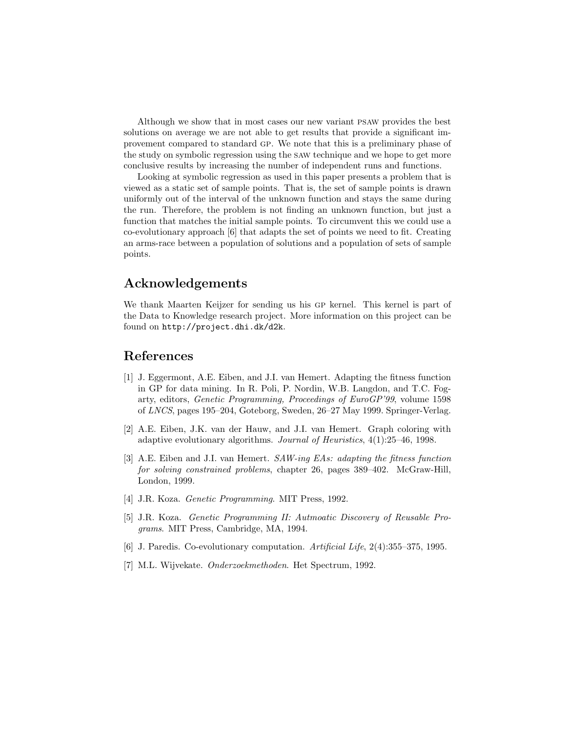Although we show that in most cases our new variant PSAW provides the best solutions on average we are not able to get results that provide a significant improvement compared to standard GP. We note that this is a preliminary phase of the study on symbolic regression using the SAW technique and we hope to get more conclusive results by increasing the number of independent runs and functions.

Looking at symbolic regression as used in this paper presents a problem that is viewed as a static set of sample points. That is, the set of sample points is drawn uniformly out of the interval of the unknown function and stays the same during the run. Therefore, the problem is not finding an unknown function, but just a function that matches the initial sample points. To circumvent this we could use a co-evolutionary approach [6] that adapts the set of points we need to fit. Creating an arms-race between a population of solutions and a population of sets of sample points.

## Acknowledgements

We thank Maarten Keijzer for sending us his GP kernel. This kernel is part of the Data to Knowledge research project. More information on this project can be found on `http://project.dhi.dk/d2k`.

## References

[1] J. Eggermont, A.E. Eiben, and J.I. van Hemert. Adapting the fitness function in GP for data mining. In R. Poli, P. Nordin, W.B. Langdon, and T.C. Fogarty, editors, *Genetic Programming, Proceedings of EuroGP'99*, volume 1598 of *LNCS*, pages 195–204, Goteborg, Sweden, 26–27 May 1999. Springer-Verlag.

[2] A.E. Eiben, J.K. van der Hauw, and J.I. van Hemert. Graph coloring with adaptive evolutionary algorithms. *Journal of Heuristics*, 4(1):25–46, 1998.

[3] A.E. Eiben and J.I. van Hemert. *SAW-ing EAs: adapting the fitness function for solving constrained problems*, chapter 26, pages 389–402. McGraw-Hill, London, 1999.

[4] J.R. Koza. *Genetic Programming*. MIT Press, 1992.

[5] J.R. Koza. *Genetic Programming II: Autmoatic Discovery of Reusable Programs*. MIT Press, Cambridge, MA, 1994.

[6] J. Paredis. Co-evolutionary computation. *Artificial Life*, 2(4):355–375, 1995.

[7] M.L. Wijvekate. *Onderzoekmethoden*. Het Spectrum, 1992.